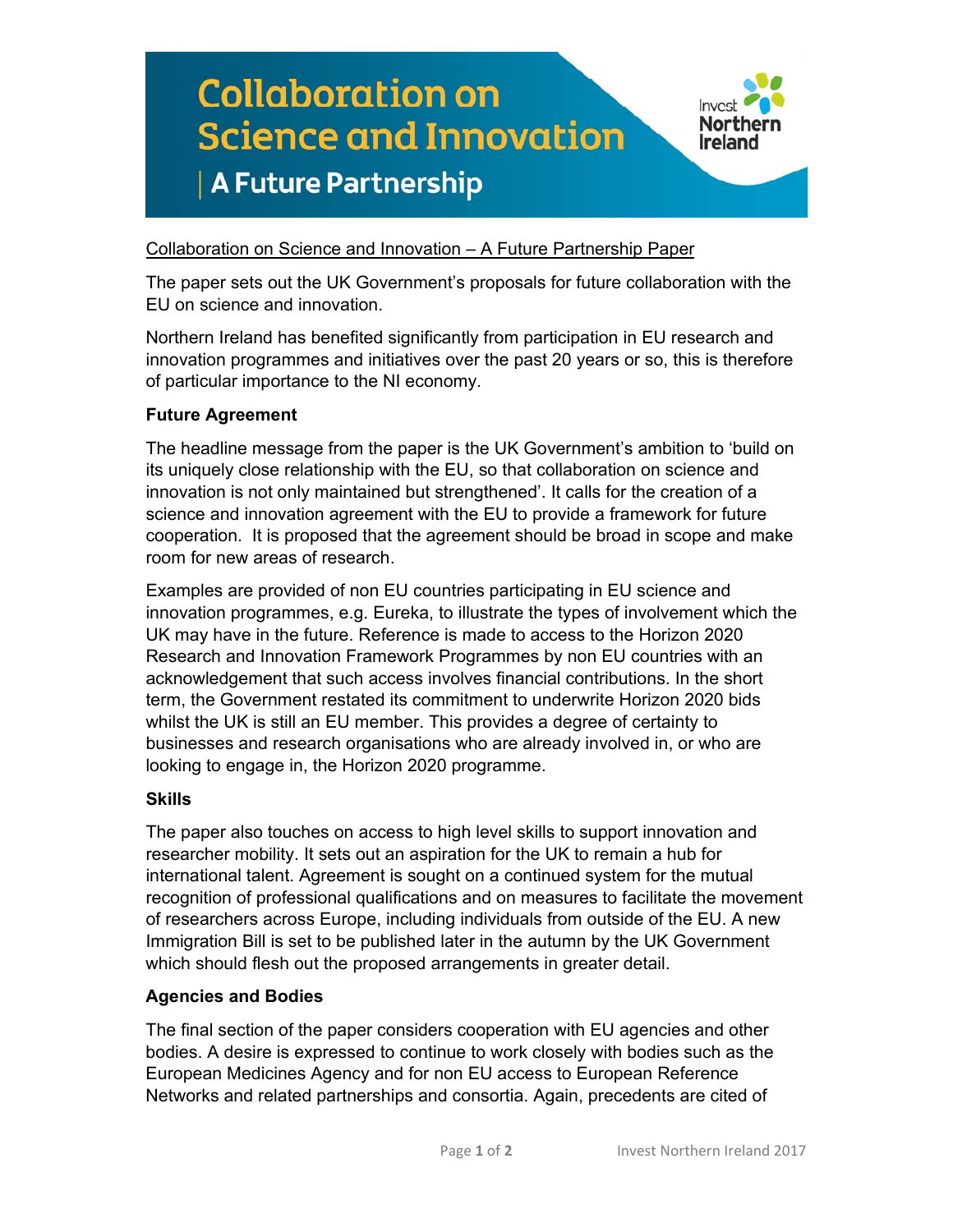# Collaboration on Science and Innovation

## | A Future Partnership

Invest Northern Ireland

Collaboration on Science and Innovation – A Future Partnership Paper

The paper sets out the UK Government's proposals for future collaboration with the EU on science and innovation.

Northern Ireland has benefited significantly from participation in EU research and innovation programmes and initiatives over the past 20 years or so, this is therefore of particular importance to the NI economy.

**Future Agreement**

The headline message from the paper is the UK Government's ambition to 'build on its uniquely close relationship with the EU, so that collaboration on science and innovation is not only maintained but strengthened'. It calls for the creation of a science and innovation agreement with the EU to provide a framework for future cooperation. It is proposed that the agreement should be broad in scope and make room for new areas of research.

Examples are provided of non EU countries participating in EU science and innovation programmes, e.g. Eureka, to illustrate the types of involvement which the UK may have in the future. Reference is made to access to the Horizon 2020 Research and Innovation Framework Programmes by non EU countries with an acknowledgement that such access involves financial contributions. In the short term, the Government restated its commitment to underwrite Horizon 2020 bids whilst the UK is still an EU member. This provides a degree of certainty to businesses and research organisations who are already involved in, or who are looking to engage in, the Horizon 2020 programme.

**Skills**

The paper also touches on access to high level skills to support innovation and researcher mobility. It sets out an aspiration for the UK to remain a hub for international talent. Agreement is sought on a continued system for the mutual recognition of professional qualifications and on measures to facilitate the movement of researchers across Europe, including individuals from outside of the EU. A new Immigration Bill is set to be published later in the autumn by the UK Government which should flesh out the proposed arrangements in greater detail.

**Agencies and Bodies**

The final section of the paper considers cooperation with EU agencies and other bodies. A desire is expressed to continue to work closely with bodies such as the European Medicines Agency and for non EU access to European Reference Networks and related partnerships and consortia. Again, precedents are cited of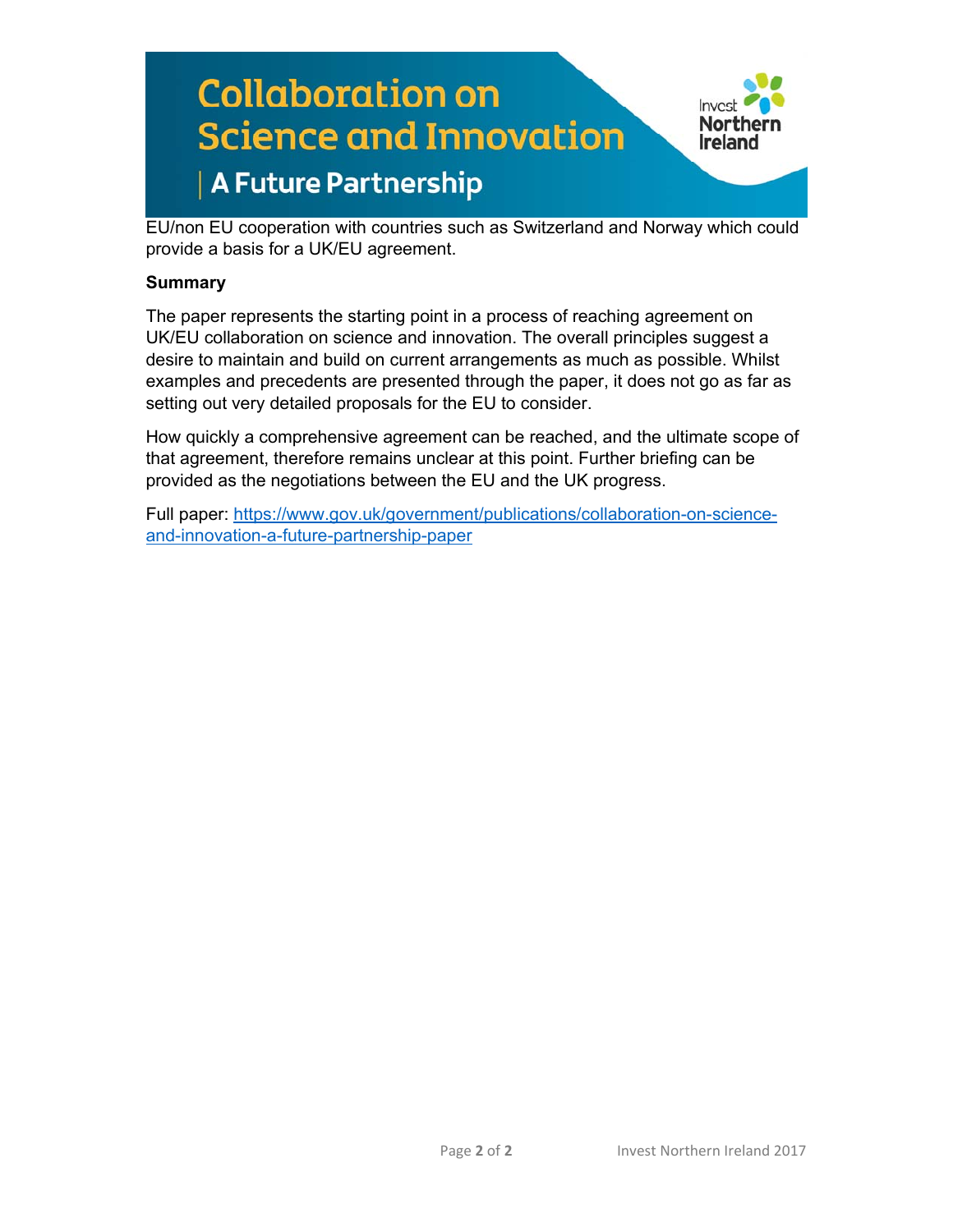EU/non EU cooperation with countries such as Switzerland and Norway which could provide a basis for a UK/EU agreement.

**Summary**

The paper represents the starting point in a process of reaching agreement on UK/EU collaboration on science and innovation. The overall principles suggest a desire to maintain and build on current arrangements as much as possible. Whilst examples and precedents are presented through the paper, it does not go as far as setting out very detailed proposals for the EU to consider.

How quickly a comprehensive agreement can be reached, and the ultimate scope of that agreement, therefore remains unclear at this point. Further briefing can be provided as the negotiations between the EU and the UK progress.

Full paper: [https://www.gov.uk/government/publications/collaboration-on-science-and-innovation-a-future-partnership-paper](https://www.gov.uk/government/publications/collaboration-on-science-and-innovation-a-future-partnership-paper)